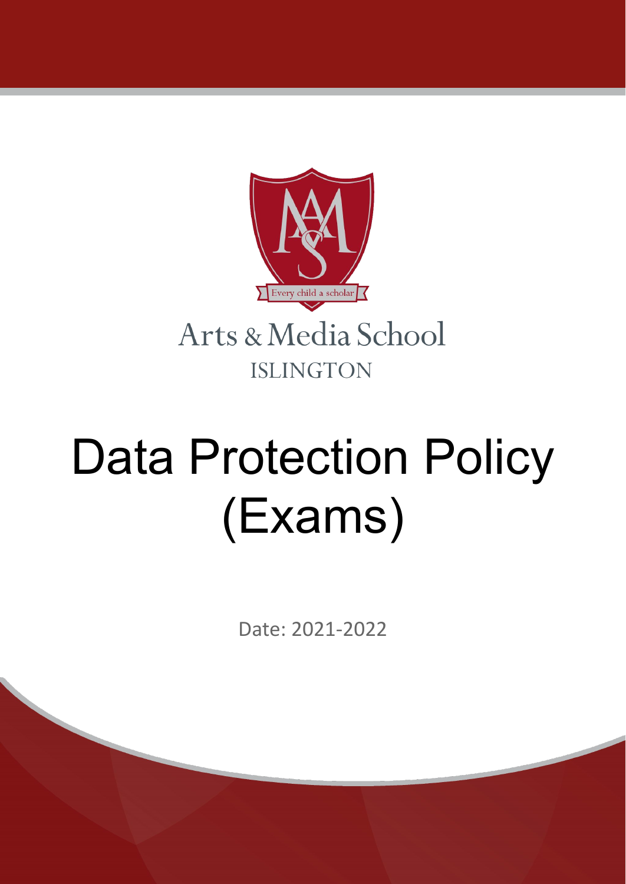Every child a scholar

Arts & Media School

ISLINGTON

# Data Protection Policy (Exams)

Date: 2021-2022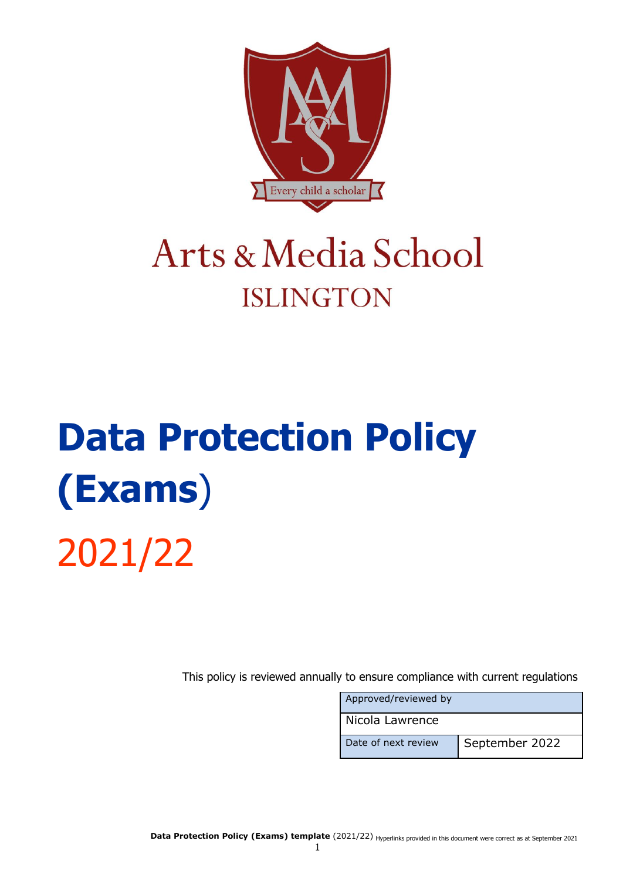# Arts & Media School
## ISLINGTON

# Data Protection Policy (Exams)

# 2021/22

This policy is reviewed annually to ensure compliance with current regulations

| Approved/reviewed by | |
|---|---|
| Nicola Lawrence | |
| Date of next review | September 2022 |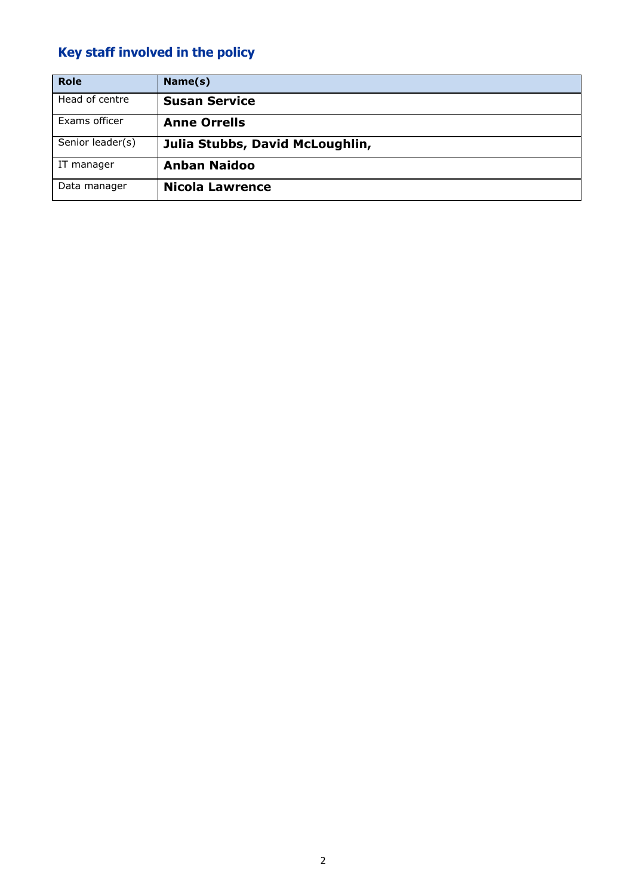## Key staff involved in the policy

| Role | Name(s) |
| --- | --- |
| Head of centre | **Susan Service** |
| Exams officer | **Anne Orrells** |
| Senior leader(s) | **Julia Stubbs, David McLoughlin,** |
| IT manager | **Anban Naidoo** |
| Data manager | **Nicola Lawrence** |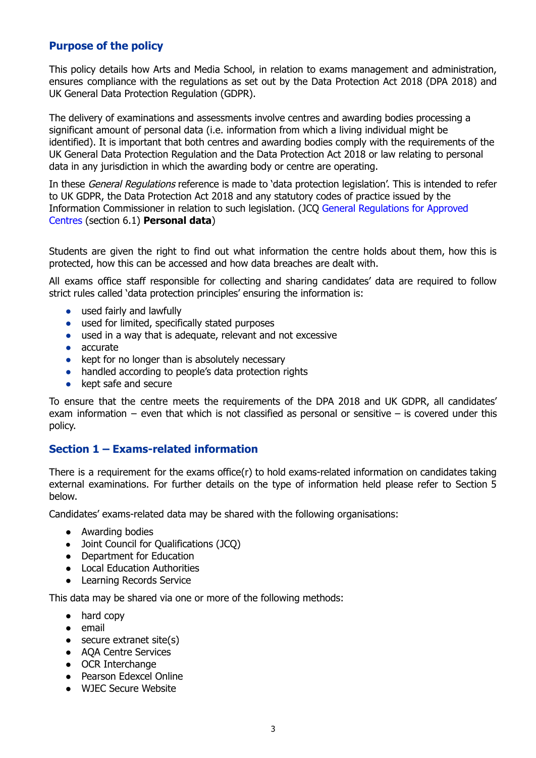## Purpose of the policy

This policy details how Arts and Media School, in relation to exams management and administration, ensures compliance with the regulations as set out by the Data Protection Act 2018 (DPA 2018) and UK General Data Protection Regulation (GDPR).

The delivery of examinations and assessments involve centres and awarding bodies processing a significant amount of personal data (i.e. information from which a living individual might be identified). It is important that both centres and awarding bodies comply with the requirements of the UK General Data Protection Regulation and the Data Protection Act 2018 or law relating to personal data in any jurisdiction in which the awarding body or centre are operating.

In these *General Regulations* reference is made to 'data protection legislation'. This is intended to refer to UK GDPR, the Data Protection Act 2018 and any statutory codes of practice issued by the Information Commissioner in relation to such legislation. (JCQ General Regulations for Approved Centres (section 6.1) **Personal data**)

Students are given the right to find out what information the centre holds about them, how this is protected, how this can be accessed and how data breaches are dealt with.

All exams office staff responsible for collecting and sharing candidates' data are required to follow strict rules called 'data protection principles' ensuring the information is:

- used fairly and lawfully
- used for limited, specifically stated purposes
- used in a way that is adequate, relevant and not excessive
- accurate
- kept for no longer than is absolutely necessary
- handled according to people's data protection rights
- kept safe and secure

To ensure that the centre meets the requirements of the DPA 2018 and UK GDPR, all candidates' exam information – even that which is not classified as personal or sensitive – is covered under this policy.

## Section 1 – Exams-related information

There is a requirement for the exams office(r) to hold exams-related information on candidates taking external examinations. For further details on the type of information held please refer to Section 5 below.

Candidates' exams-related data may be shared with the following organisations:

- Awarding bodies
- Joint Council for Qualifications (JCQ)
- Department for Education
- Local Education Authorities
- Learning Records Service

This data may be shared via one or more of the following methods:

- hard copy
- email
- secure extranet site(s)
- AQA Centre Services
- OCR Interchange
- Pearson Edexcel Online
- WJEC Secure Website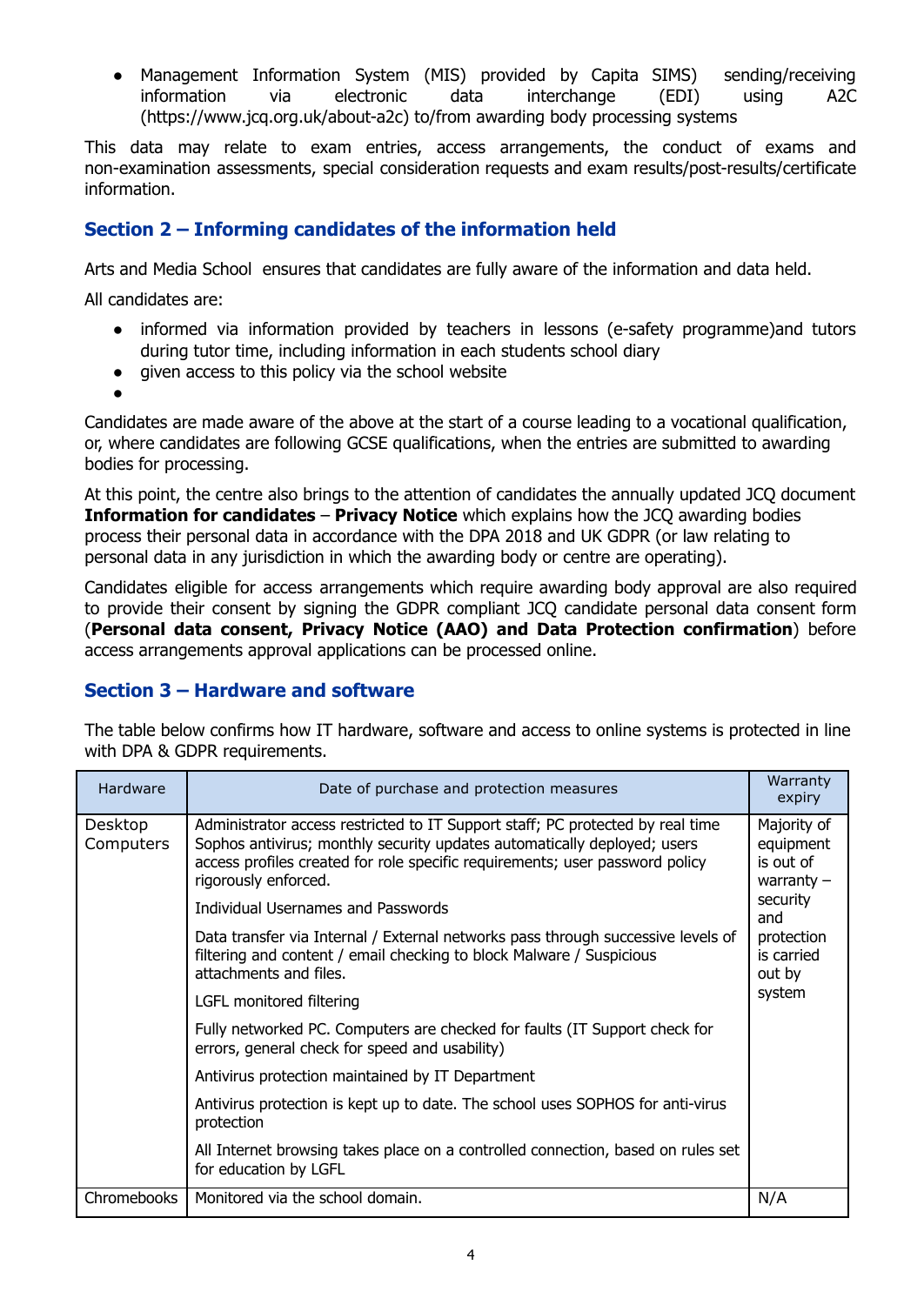- Management Information System (MIS) provided by Capita SIMS) sending/receiving information via electronic data interchange (EDI) using A2C (https://www.jcq.org.uk/about-a2c) to/from awarding body processing systems

This data may relate to exam entries, access arrangements, the conduct of exams and non-examination assessments, special consideration requests and exam results/post-results/certificate information.

## Section 2 – Informing candidates of the information held

Arts and Media School ensures that candidates are fully aware of the information and data held.

All candidates are:

- informed via information provided by teachers in lessons (e-safety programme)and tutors during tutor time, including information in each students school diary
- given access to this policy via the school website
- 

Candidates are made aware of the above at the start of a course leading to a vocational qualification, or, where candidates are following GCSE qualifications, when the entries are submitted to awarding bodies for processing.

At this point, the centre also brings to the attention of candidates the annually updated JCQ document **Information for candidates** – **Privacy Notice** which explains how the JCQ awarding bodies process their personal data in accordance with the DPA 2018 and UK GDPR (or law relating to personal data in any jurisdiction in which the awarding body or centre are operating).

Candidates eligible for access arrangements which require awarding body approval are also required to provide their consent by signing the GDPR compliant JCQ candidate personal data consent form (**Personal data consent, Privacy Notice (AAO) and Data Protection confirmation**) before access arrangements approval applications can be processed online.

## Section 3 – Hardware and software

The table below confirms how IT hardware, software and access to online systems is protected in line with DPA & GDPR requirements.

| Hardware | Date of purchase and protection measures | Warranty expiry |
|---|---|---|
| Desktop Computers | Administrator access restricted to IT Support staff; PC protected by real time Sophos antivirus; monthly security updates automatically deployed; users access profiles created for role specific requirements; user password policy rigorously enforced.<br><br>Individual Usernames and Passwords<br><br>Data transfer via Internal / External networks pass through successive levels of filtering and content / email checking to block Malware / Suspicious attachments and files.<br><br>LGFL monitored filtering<br><br>Fully networked PC. Computers are checked for faults (IT Support check for errors, general check for speed and usability)<br><br>Antivirus protection maintained by IT Department<br><br>Antivirus protection is kept up to date. The school uses SOPHOS for anti-virus protection<br><br>All Internet browsing takes place on a controlled connection, based on rules set for education by LGFL | Majority of equipment is out of warranty – security and protection is carried out by system |
| Chromebooks | Monitored via the school domain. | N/A |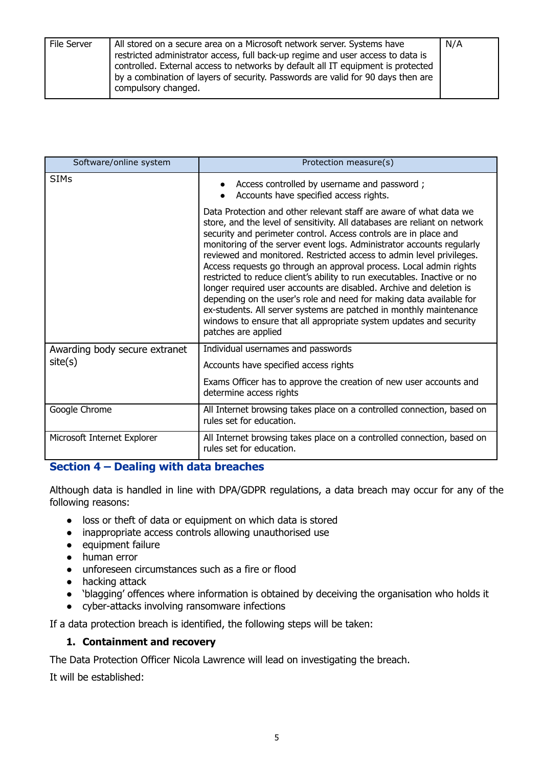| File Server | All stored on a secure area on a Microsoft network server. Systems have restricted administrator access, full back-up regime and user access to data is controlled. External access to networks by default all IT equipment is protected by a combination of layers of security. Passwords are valid for 90 days then are compulsory changed. | N/A |
|---|---|---|

| Software/online system | Protection measure(s) |
|---|---|
| SIMs | • Access controlled by username and password ; • Accounts have specified access rights. Data Protection and other relevant staff are aware of what data we store, and the level of sensitivity. All databases are reliant on network security and perimeter control. Access controls are in place and monitoring of the server event logs. Administrator accounts regularly reviewed and monitored. Restricted access to admin level privileges. Access requests go through an approval process. Local admin rights restricted to reduce client's ability to run executables. Inactive or no longer required user accounts are disabled. Archive and deletion is depending on the user's role and need for making data available for ex-students. All server systems are patched in monthly maintenance windows to ensure that all appropriate system updates and security patches are applied |
| Awarding body secure extranet site(s) | Individual usernames and passwords Accounts have specified access rights Exams Officer has to approve the creation of new user accounts and determine access rights |
| Google Chrome | All Internet browsing takes place on a controlled connection, based on rules set for education. |
| Microsoft Internet Explorer | All Internet browsing takes place on a controlled connection, based on rules set for education. |

## Section 4 – Dealing with data breaches

Although data is handled in line with DPA/GDPR regulations, a data breach may occur for any of the following reasons:

- loss or theft of data or equipment on which data is stored
- inappropriate access controls allowing unauthorised use
- equipment failure
- human error
- unforeseen circumstances such as a fire or flood
- hacking attack
- 'blagging' offences where information is obtained by deceiving the organisation who holds it
- cyber-attacks involving ransomware infections

If a data protection breach is identified, the following steps will be taken:

1. **Containment and recovery**

The Data Protection Officer Nicola Lawrence will lead on investigating the breach.

It will be established: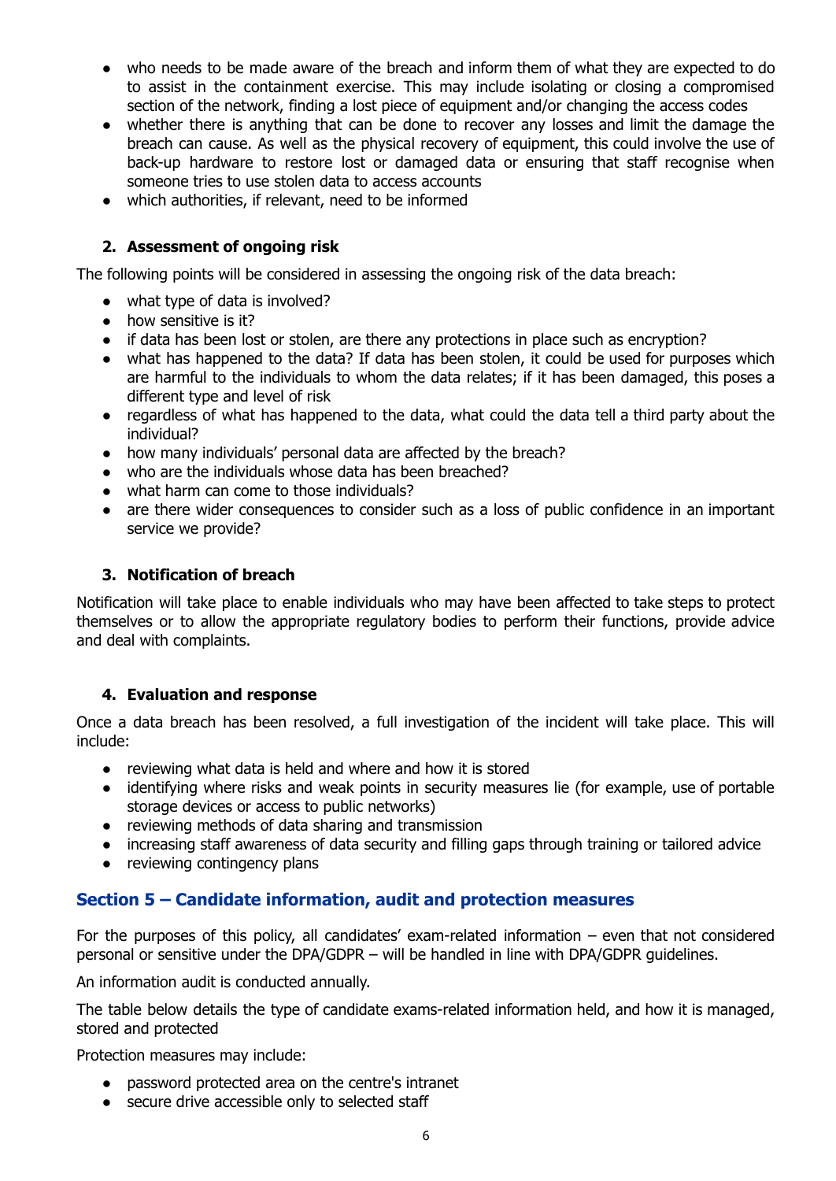- who needs to be made aware of the breach and inform them of what they are expected to do to assist in the containment exercise. This may include isolating or closing a compromised section of the network, finding a lost piece of equipment and/or changing the access codes
- whether there is anything that can be done to recover any losses and limit the damage the breach can cause. As well as the physical recovery of equipment, this could involve the use of back-up hardware to restore lost or damaged data or ensuring that staff recognise when someone tries to use stolen data to access accounts
- which authorities, if relevant, need to be informed

### 2. Assessment of ongoing risk

The following points will be considered in assessing the ongoing risk of the data breach:

- what type of data is involved?
- how sensitive is it?
- if data has been lost or stolen, are there any protections in place such as encryption?
- what has happened to the data? If data has been stolen, it could be used for purposes which are harmful to the individuals to whom the data relates; if it has been damaged, this poses a different type and level of risk
- regardless of what has happened to the data, what could the data tell a third party about the individual?
- how many individuals' personal data are affected by the breach?
- who are the individuals whose data has been breached?
- what harm can come to those individuals?
- are there wider consequences to consider such as a loss of public confidence in an important service we provide?

### 3. Notification of breach

Notification will take place to enable individuals who may have been affected to take steps to protect themselves or to allow the appropriate regulatory bodies to perform their functions, provide advice and deal with complaints.

### 4. Evaluation and response

Once a data breach has been resolved, a full investigation of the incident will take place. This will include:

- reviewing what data is held and where and how it is stored
- identifying where risks and weak points in security measures lie (for example, use of portable storage devices or access to public networks)
- reviewing methods of data sharing and transmission
- increasing staff awareness of data security and filling gaps through training or tailored advice
- reviewing contingency plans

## Section 5 – Candidate information, audit and protection measures

For the purposes of this policy, all candidates' exam-related information – even that not considered personal or sensitive under the DPA/GDPR – will be handled in line with DPA/GDPR guidelines.

An information audit is conducted annually.

The table below details the type of candidate exams-related information held, and how it is managed, stored and protected

Protection measures may include:

- password protected area on the centre's intranet
- secure drive accessible only to selected staff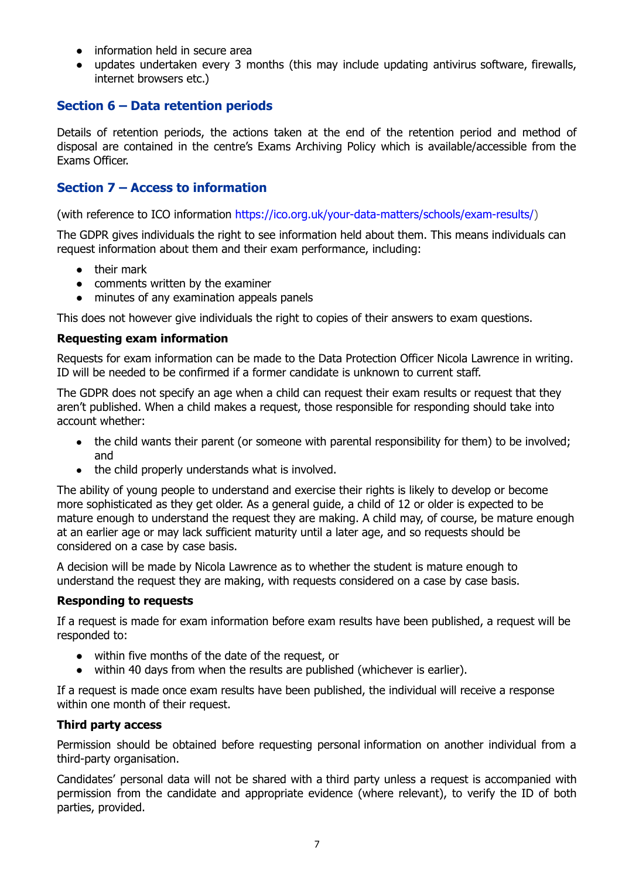- information held in secure area
- updates undertaken every 3 months (this may include updating antivirus software, firewalls, internet browsers etc.)

## Section 6 – Data retention periods

Details of retention periods, the actions taken at the end of the retention period and method of disposal are contained in the centre's Exams Archiving Policy which is available/accessible from the Exams Officer.

## Section 7 – Access to information

(with reference to ICO information https://ico.org.uk/your-data-matters/schools/exam-results/)

The GDPR gives individuals the right to see information held about them. This means individuals can request information about them and their exam performance, including:

- their mark
- comments written by the examiner
- minutes of any examination appeals panels

This does not however give individuals the right to copies of their answers to exam questions.

**Requesting exam information**

Requests for exam information can be made to the Data Protection Officer Nicola Lawrence in writing. ID will be needed to be confirmed if a former candidate is unknown to current staff.

The GDPR does not specify an age when a child can request their exam results or request that they aren't published. When a child makes a request, those responsible for responding should take into account whether:

- the child wants their parent (or someone with parental responsibility for them) to be involved; and
- the child properly understands what is involved.

The ability of young people to understand and exercise their rights is likely to develop or become more sophisticated as they get older. As a general guide, a child of 12 or older is expected to be mature enough to understand the request they are making. A child may, of course, be mature enough at an earlier age or may lack sufficient maturity until a later age, and so requests should be considered on a case by case basis.

A decision will be made by Nicola Lawrence as to whether the student is mature enough to understand the request they are making, with requests considered on a case by case basis.

**Responding to requests**

If a request is made for exam information before exam results have been published, a request will be responded to:

- within five months of the date of the request, or
- within 40 days from when the results are published (whichever is earlier).

If a request is made once exam results have been published, the individual will receive a response within one month of their request.

**Third party access**

Permission should be obtained before requesting personal information on another individual from a third-party organisation.

Candidates' personal data will not be shared with a third party unless a request is accompanied with permission from the candidate and appropriate evidence (where relevant), to verify the ID of both parties, provided.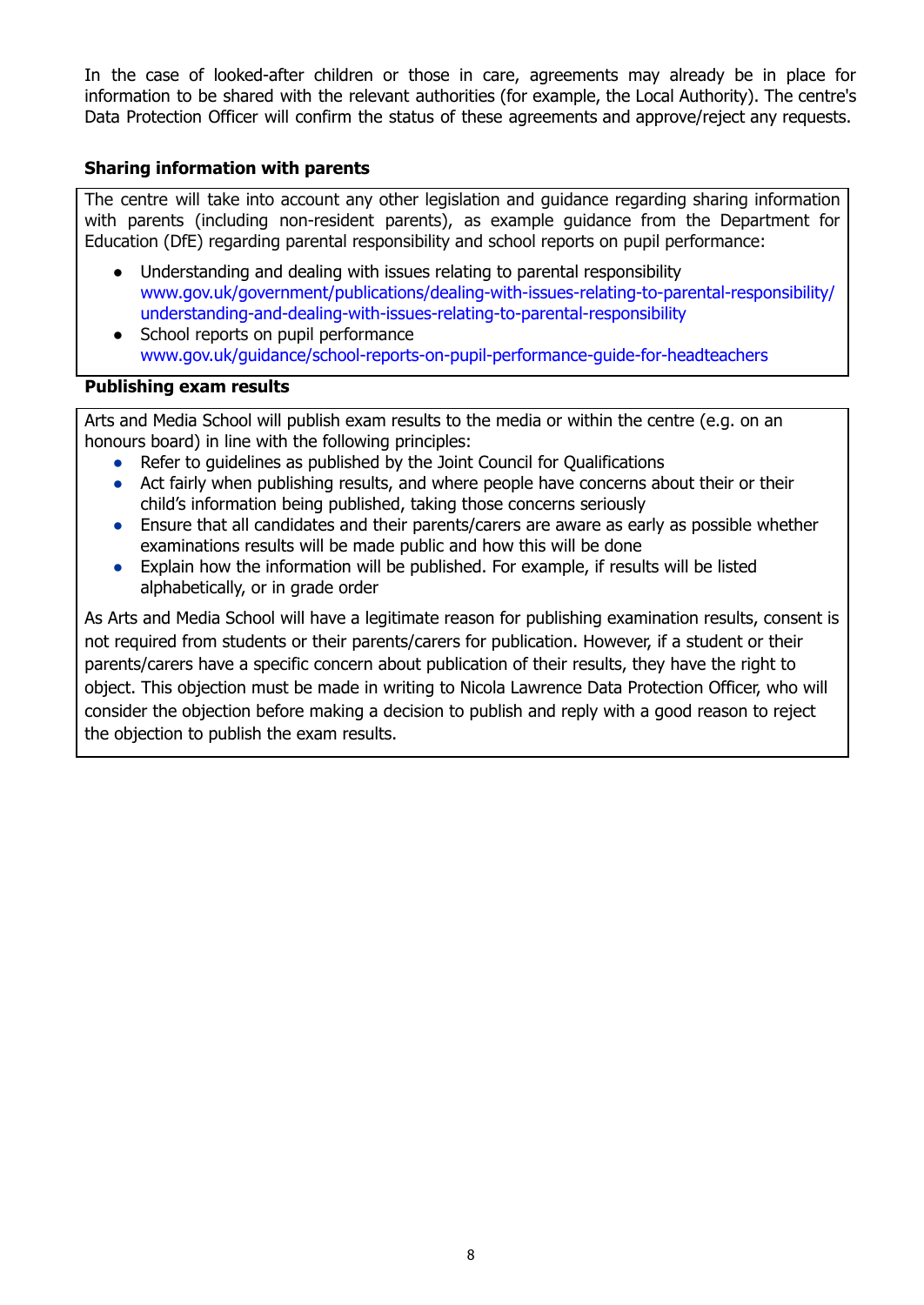In the case of looked-after children or those in care, agreements may already be in place for information to be shared with the relevant authorities (for example, the Local Authority). The centre's Data Protection Officer will confirm the status of these agreements and approve/reject any requests.

### Sharing information with parents

The centre will take into account any other legislation and guidance regarding sharing information with parents (including non-resident parents), as example guidance from the Department for Education (DfE) regarding parental responsibility and school reports on pupil performance:

- Understanding and dealing with issues relating to parental responsibility www.gov.uk/government/publications/dealing-with-issues-relating-to-parental-responsibility/understanding-and-dealing-with-issues-relating-to-parental-responsibility
- School reports on pupil performance www.gov.uk/guidance/school-reports-on-pupil-performance-guide-for-headteachers

### Publishing exam results

Arts and Media School will publish exam results to the media or within the centre (e.g. on an honours board) in line with the following principles:

- Refer to guidelines as published by the Joint Council for Qualifications
- Act fairly when publishing results, and where people have concerns about their or their child's information being published, taking those concerns seriously
- Ensure that all candidates and their parents/carers are aware as early as possible whether examinations results will be made public and how this will be done
- Explain how the information will be published. For example, if results will be listed alphabetically, or in grade order

As Arts and Media School will have a legitimate reason for publishing examination results, consent is not required from students or their parents/carers for publication. However, if a student or their parents/carers have a specific concern about publication of their results, they have the right to object. This objection must be made in writing to Nicola Lawrence Data Protection Officer, who will consider the objection before making a decision to publish and reply with a good reason to reject the objection to publish the exam results.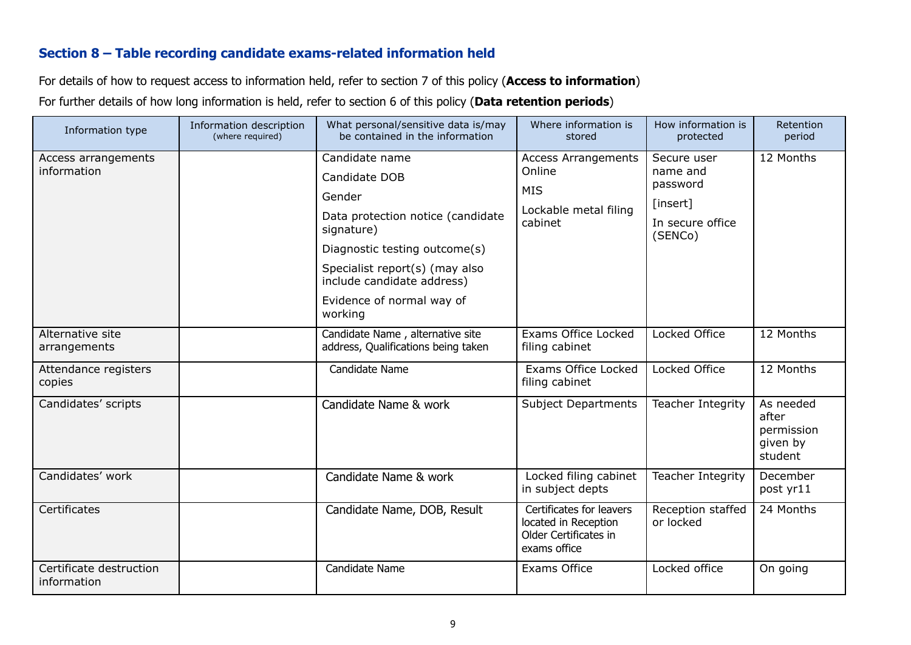## Section 8 – Table recording candidate exams-related information held

For details of how to request access to information held, refer to section 7 of this policy (**Access to information**)

For further details of how long information is held, refer to section 6 of this policy (**Data retention periods**)

| Information type | Information description (where required) | What personal/sensitive data is/may be contained in the information | Where information is stored | How information is protected | Retention period |
|---|---|---|---|---|---|
| Access arrangements information | | Candidate name<br>Candidate DOB<br>Gender<br>Data protection notice (candidate signature)<br>Diagnostic testing outcome(s)<br>Specialist report(s) (may also include candidate address)<br>Evidence of normal way of working | Access Arrangements Online<br>MIS<br>Lockable metal filing cabinet | Secure user name and password<br>[insert]<br>In secure office (SENCo) | 12 Months |
| Alternative site arrangements | | Candidate Name , alternative site address, Qualifications being taken | Exams Office Locked filing cabinet | Locked Office | 12 Months |
| Attendance registers copies | | Candidate Name | Exams Office Locked filing cabinet | Locked Office | 12 Months |
| Candidates' scripts | | Candidate Name & work | Subject Departments | Teacher Integrity | As needed after permission given by student |
| Candidates' work | | Candidate Name & work | Locked filing cabinet in subject depts | Teacher Integrity | December post yr11 |
| Certificates | | Candidate Name, DOB, Result | Certificates for leavers located in Reception Older Certificates in exams office | Reception staffed or locked | 24 Months |
| Certificate destruction information | | Candidate Name | Exams Office | Locked office | On going |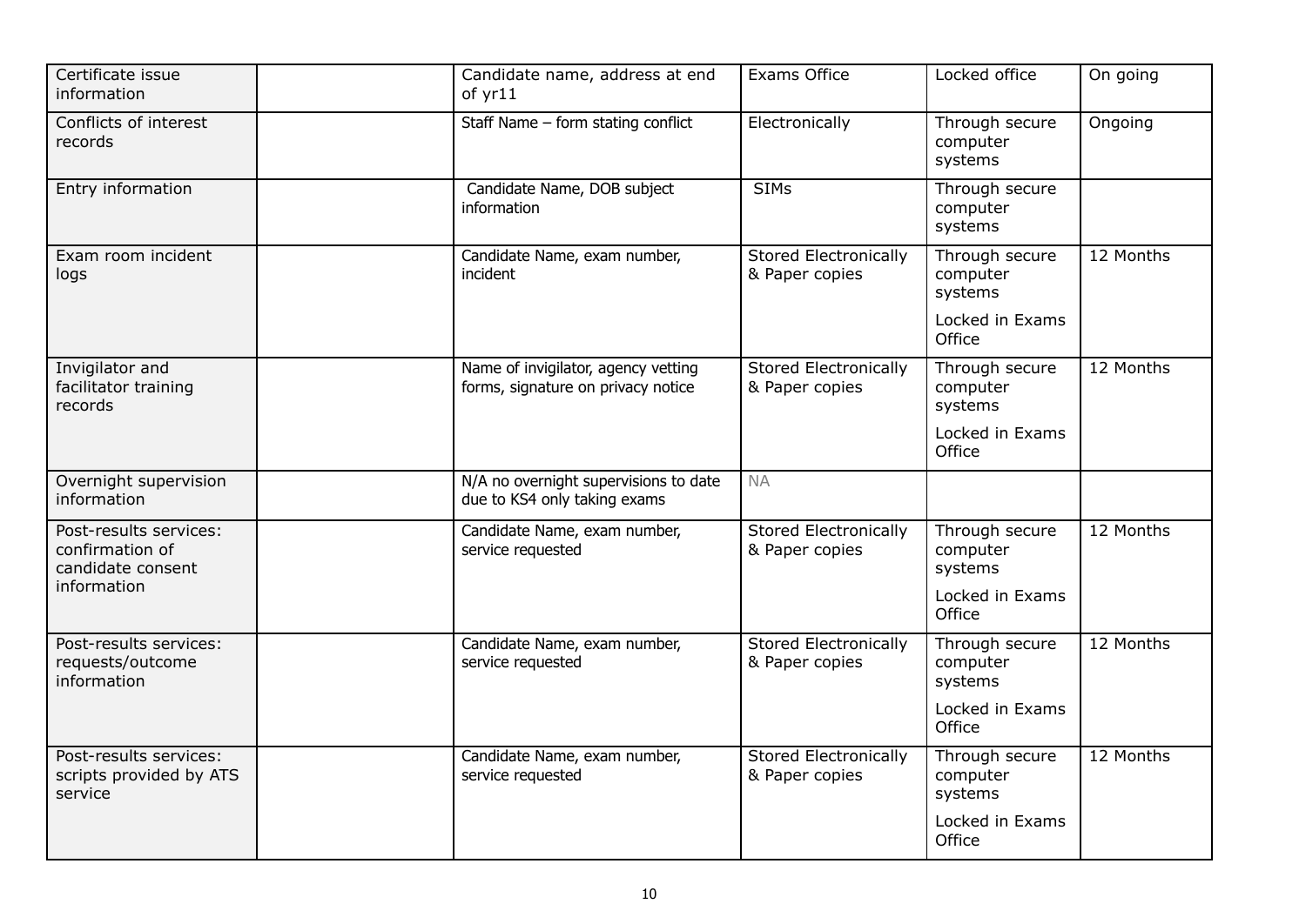| | | | | | |
|---|---|---|---|---|---|
| Certificate issue information | | Candidate name, address at end of yr11 | Exams Office | Locked office | On going |
| Conflicts of interest records | | Staff Name – form stating conflict | Electronically | Through secure computer systems | Ongoing |
| Entry information | | Candidate Name, DOB subject information | SIMs | Through secure computer systems | |
| Exam room incident logs | | Candidate Name, exam number, incident | Stored Electronically & Paper copies | Through secure computer systems<br>Locked in Exams Office | 12 Months |
| Invigilator and facilitator training records | | Name of invigilator, agency vetting forms, signature on privacy notice | Stored Electronically & Paper copies | Through secure computer systems<br>Locked in Exams Office | 12 Months |
| Overnight supervision information | | N/A no overnight supervisions to date due to KS4 only taking exams | NA | | |
| Post-results services: confirmation of candidate consent information | | Candidate Name, exam number, service requested | Stored Electronically & Paper copies | Through secure computer systems<br>Locked in Exams Office | 12 Months |
| Post-results services: requests/outcome information | | Candidate Name, exam number, service requested | Stored Electronically & Paper copies | Through secure computer systems<br>Locked in Exams Office | 12 Months |
| Post-results services: scripts provided by ATS service | | Candidate Name, exam number, service requested | Stored Electronically & Paper copies | Through secure computer systems<br>Locked in Exams Office | 12 Months |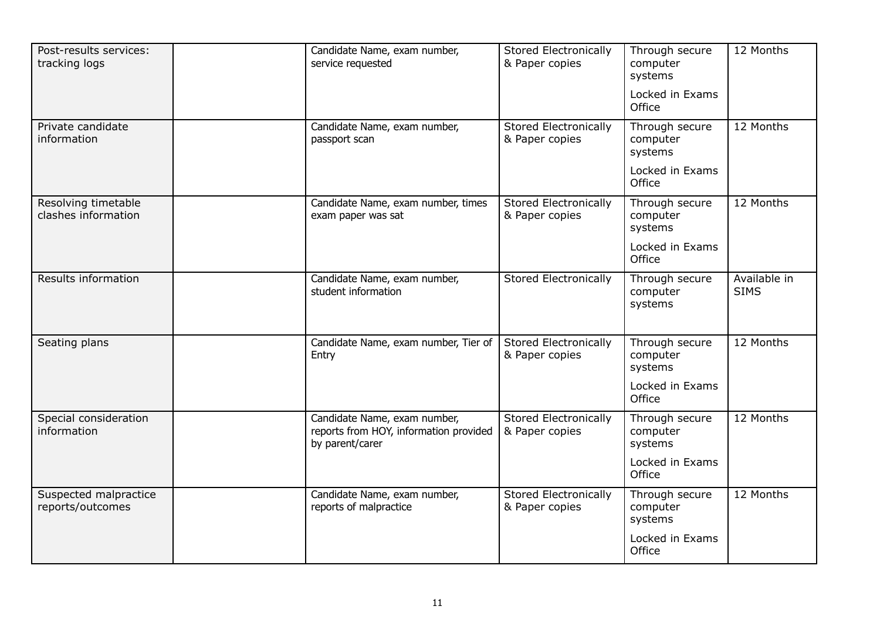| | | | | | |
|---|---|---|---|---|---|
| Post-results services: tracking logs | | Candidate Name, exam number, service requested | Stored Electronically & Paper copies | Through secure computer systems<br><br>Locked in Exams Office | 12 Months |
| Private candidate information | | Candidate Name, exam number, passport scan | Stored Electronically & Paper copies | Through secure computer systems<br><br>Locked in Exams Office | 12 Months |
| Resolving timetable clashes information | | Candidate Name, exam number, times exam paper was sat | Stored Electronically & Paper copies | Through secure computer systems<br><br>Locked in Exams Office | 12 Months |
| Results information | | Candidate Name, exam number, student information | Stored Electronically | Through secure computer systems | Available in SIMS |
| Seating plans | | Candidate Name, exam number, Tier of Entry | Stored Electronically & Paper copies | Through secure computer systems<br><br>Locked in Exams Office | 12 Months |
| Special consideration information | | Candidate Name, exam number, reports from HOY, information provided by parent/carer | Stored Electronically & Paper copies | Through secure computer systems<br><br>Locked in Exams Office | 12 Months |
| Suspected malpractice reports/outcomes | | Candidate Name, exam number, reports of malpractice | Stored Electronically & Paper copies | Through secure computer systems<br><br>Locked in Exams Office | 12 Months |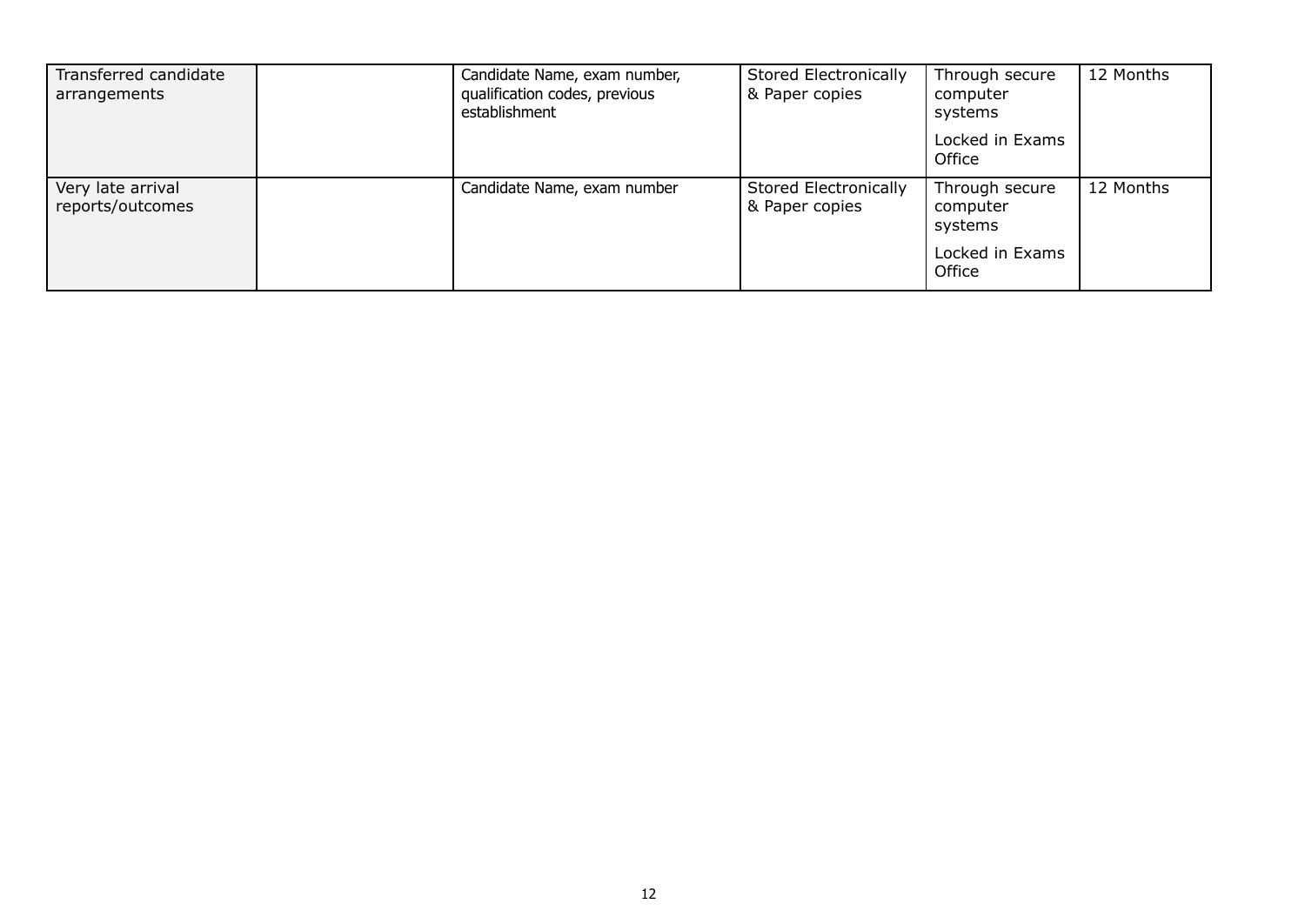| | | | | | |
|---|---|---|---|---|---|
| Transferred candidate arrangements | | Candidate Name, exam number, qualification codes, previous establishment | Stored Electronically & Paper copies | Through secure computer systems<br><br>Locked in Exams Office | 12 Months |
| Very late arrival reports/outcomes | | Candidate Name, exam number | Stored Electronically & Paper copies | Through secure computer systems<br><br>Locked in Exams Office | 12 Months |